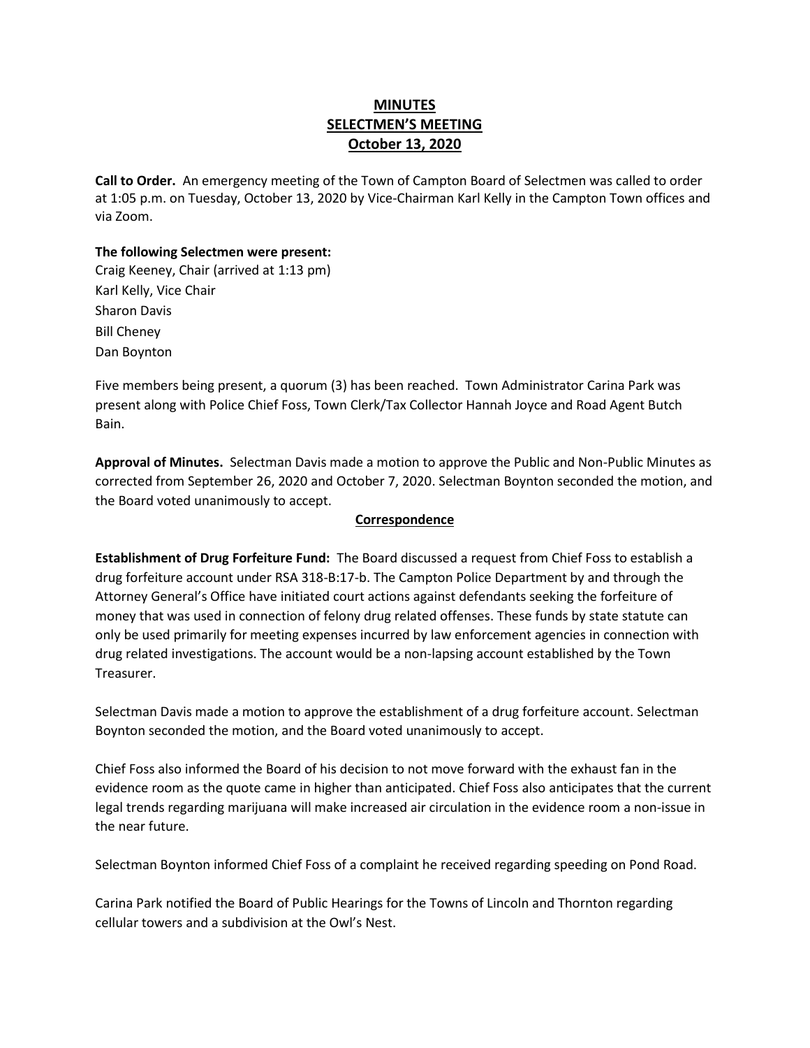# MINUTES
# SELECTMEN'S MEETING
# October 13, 2020

**Call to Order.** An emergency meeting of the Town of Campton Board of Selectmen was called to order at 1:05 p.m. on Tuesday, October 13, 2020 by Vice-Chairman Karl Kelly in the Campton Town offices and via Zoom.

**The following Selectmen were present:**
Craig Keeney, Chair (arrived at 1:13 pm)
Karl Kelly, Vice Chair
Sharon Davis
Bill Cheney
Dan Boynton

Five members being present, a quorum (3) has been reached. Town Administrator Carina Park was present along with Police Chief Foss, Town Clerk/Tax Collector Hannah Joyce and Road Agent Butch Bain.

**Approval of Minutes.** Selectman Davis made a motion to approve the Public and Non-Public Minutes as corrected from September 26, 2020 and October 7, 2020. Selectman Boynton seconded the motion, and the Board voted unanimously to accept.

## Correspondence

**Establishment of Drug Forfeiture Fund:** The Board discussed a request from Chief Foss to establish a drug forfeiture account under RSA 318-B:17-b. The Campton Police Department by and through the Attorney General's Office have initiated court actions against defendants seeking the forfeiture of money that was used in connection of felony drug related offenses. These funds by state statute can only be used primarily for meeting expenses incurred by law enforcement agencies in connection with drug related investigations. The account would be a non-lapsing account established by the Town Treasurer.

Selectman Davis made a motion to approve the establishment of a drug forfeiture account. Selectman Boynton seconded the motion, and the Board voted unanimously to accept.

Chief Foss also informed the Board of his decision to not move forward with the exhaust fan in the evidence room as the quote came in higher than anticipated. Chief Foss also anticipates that the current legal trends regarding marijuana will make increased air circulation in the evidence room a non-issue in the near future.

Selectman Boynton informed Chief Foss of a complaint he received regarding speeding on Pond Road.

Carina Park notified the Board of Public Hearings for the Towns of Lincoln and Thornton regarding cellular towers and a subdivision at the Owl's Nest.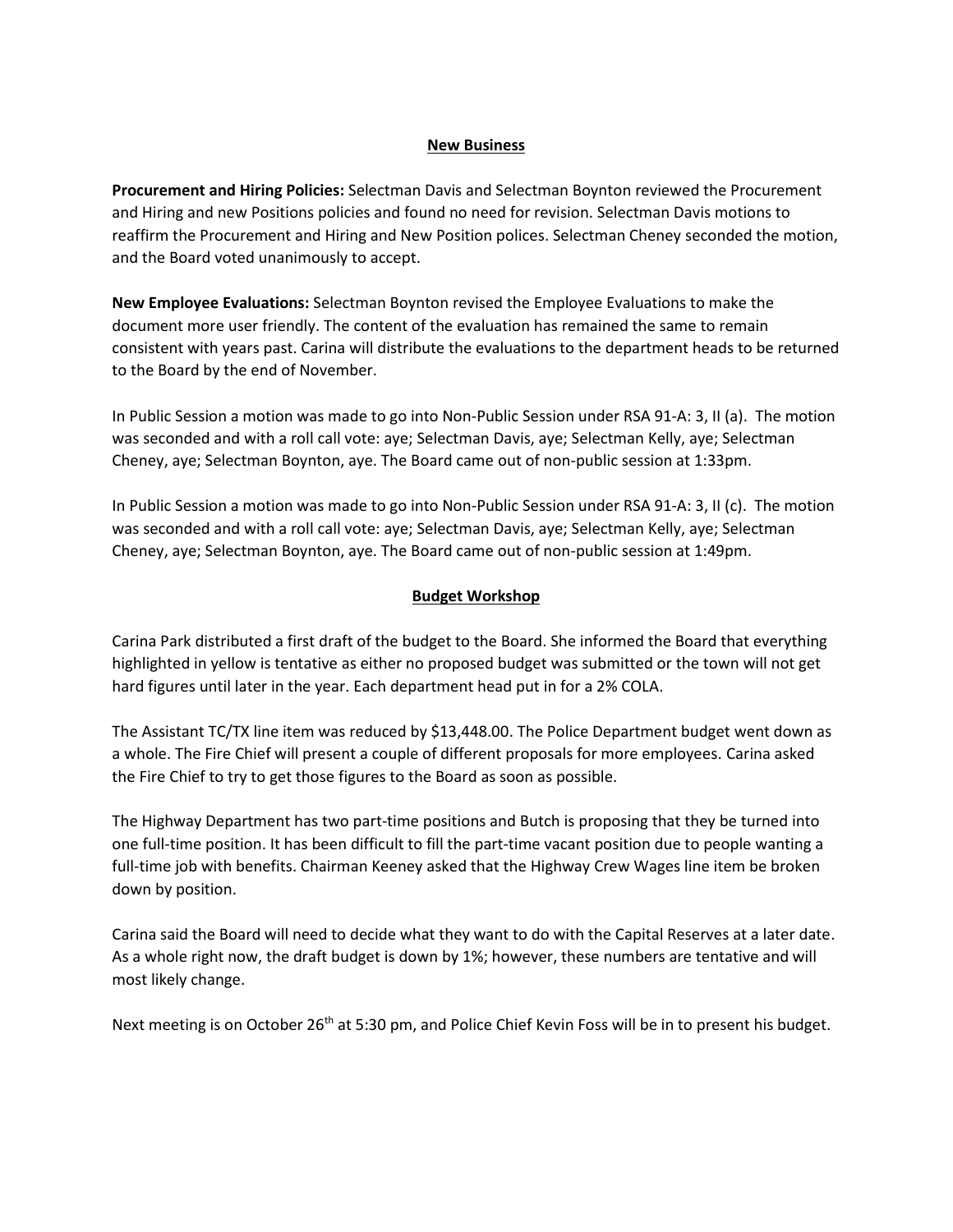## New Business

**Procurement and Hiring Policies:** Selectman Davis and Selectman Boynton reviewed the Procurement and Hiring and new Positions policies and found no need for revision. Selectman Davis motions to reaffirm the Procurement and Hiring and New Position polices. Selectman Cheney seconded the motion, and the Board voted unanimously to accept.

**New Employee Evaluations:** Selectman Boynton revised the Employee Evaluations to make the document more user friendly. The content of the evaluation has remained the same to remain consistent with years past. Carina will distribute the evaluations to the department heads to be returned to the Board by the end of November.

In Public Session a motion was made to go into Non-Public Session under RSA 91-A: 3, II (a). The motion was seconded and with a roll call vote: aye; Selectman Davis, aye; Selectman Kelly, aye; Selectman Cheney, aye; Selectman Boynton, aye. The Board came out of non-public session at 1:33pm.

In Public Session a motion was made to go into Non-Public Session under RSA 91-A: 3, II (c). The motion was seconded and with a roll call vote: aye; Selectman Davis, aye; Selectman Kelly, aye; Selectman Cheney, aye; Selectman Boynton, aye. The Board came out of non-public session at 1:49pm.

## Budget Workshop

Carina Park distributed a first draft of the budget to the Board. She informed the Board that everything highlighted in yellow is tentative as either no proposed budget was submitted or the town will not get hard figures until later in the year. Each department head put in for a 2% COLA.

The Assistant TC/TX line item was reduced by $13,448.00. The Police Department budget went down as a whole. The Fire Chief will present a couple of different proposals for more employees. Carina asked the Fire Chief to try to get those figures to the Board as soon as possible.

The Highway Department has two part-time positions and Butch is proposing that they be turned into one full-time position. It has been difficult to fill the part-time vacant position due to people wanting a full-time job with benefits. Chairman Keeney asked that the Highway Crew Wages line item be broken down by position.

Carina said the Board will need to decide what they want to do with the Capital Reserves at a later date. As a whole right now, the draft budget is down by 1%; however, these numbers are tentative and will most likely change.

Next meeting is on October 26th at 5:30 pm, and Police Chief Kevin Foss will be in to present his budget.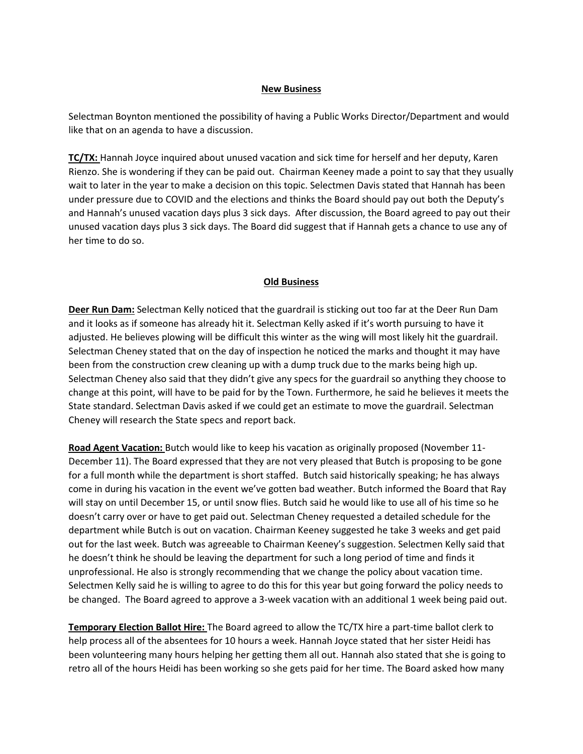## New Business

Selectman Boynton mentioned the possibility of having a Public Works Director/Department and would like that on an agenda to have a discussion.

**TC/TX:** Hannah Joyce inquired about unused vacation and sick time for herself and her deputy, Karen Rienzo. She is wondering if they can be paid out. Chairman Keeney made a point to say that they usually wait to later in the year to make a decision on this topic. Selectmen Davis stated that Hannah has been under pressure due to COVID and the elections and thinks the Board should pay out both the Deputy's and Hannah's unused vacation days plus 3 sick days. After discussion, the Board agreed to pay out their unused vacation days plus 3 sick days. The Board did suggest that if Hannah gets a chance to use any of her time to do so.

## Old Business

**Deer Run Dam:** Selectman Kelly noticed that the guardrail is sticking out too far at the Deer Run Dam and it looks as if someone has already hit it. Selectman Kelly asked if it's worth pursuing to have it adjusted. He believes plowing will be difficult this winter as the wing will most likely hit the guardrail. Selectman Cheney stated that on the day of inspection he noticed the marks and thought it may have been from the construction crew cleaning up with a dump truck due to the marks being high up. Selectman Cheney also said that they didn't give any specs for the guardrail so anything they choose to change at this point, will have to be paid for by the Town. Furthermore, he said he believes it meets the State standard. Selectman Davis asked if we could get an estimate to move the guardrail. Selectman Cheney will research the State specs and report back.

**Road Agent Vacation:** Butch would like to keep his vacation as originally proposed (November 11-December 11). The Board expressed that they are not very pleased that Butch is proposing to be gone for a full month while the department is short staffed. Butch said historically speaking; he has always come in during his vacation in the event we've gotten bad weather. Butch informed the Board that Ray will stay on until December 15, or until snow flies. Butch said he would like to use all of his time so he doesn't carry over or have to get paid out. Selectman Cheney requested a detailed schedule for the department while Butch is out on vacation. Chairman Keeney suggested he take 3 weeks and get paid out for the last week. Butch was agreeable to Chairman Keeney's suggestion. Selectmen Kelly said that he doesn't think he should be leaving the department for such a long period of time and finds it unprofessional. He also is strongly recommending that we change the policy about vacation time. Selectmen Kelly said he is willing to agree to do this for this year but going forward the policy needs to be changed. The Board agreed to approve a 3-week vacation with an additional 1 week being paid out.

**Temporary Election Ballot Hire:** The Board agreed to allow the TC/TX hire a part-time ballot clerk to help process all of the absentees for 10 hours a week. Hannah Joyce stated that her sister Heidi has been volunteering many hours helping her getting them all out. Hannah also stated that she is going to retro all of the hours Heidi has been working so she gets paid for her time. The Board asked how many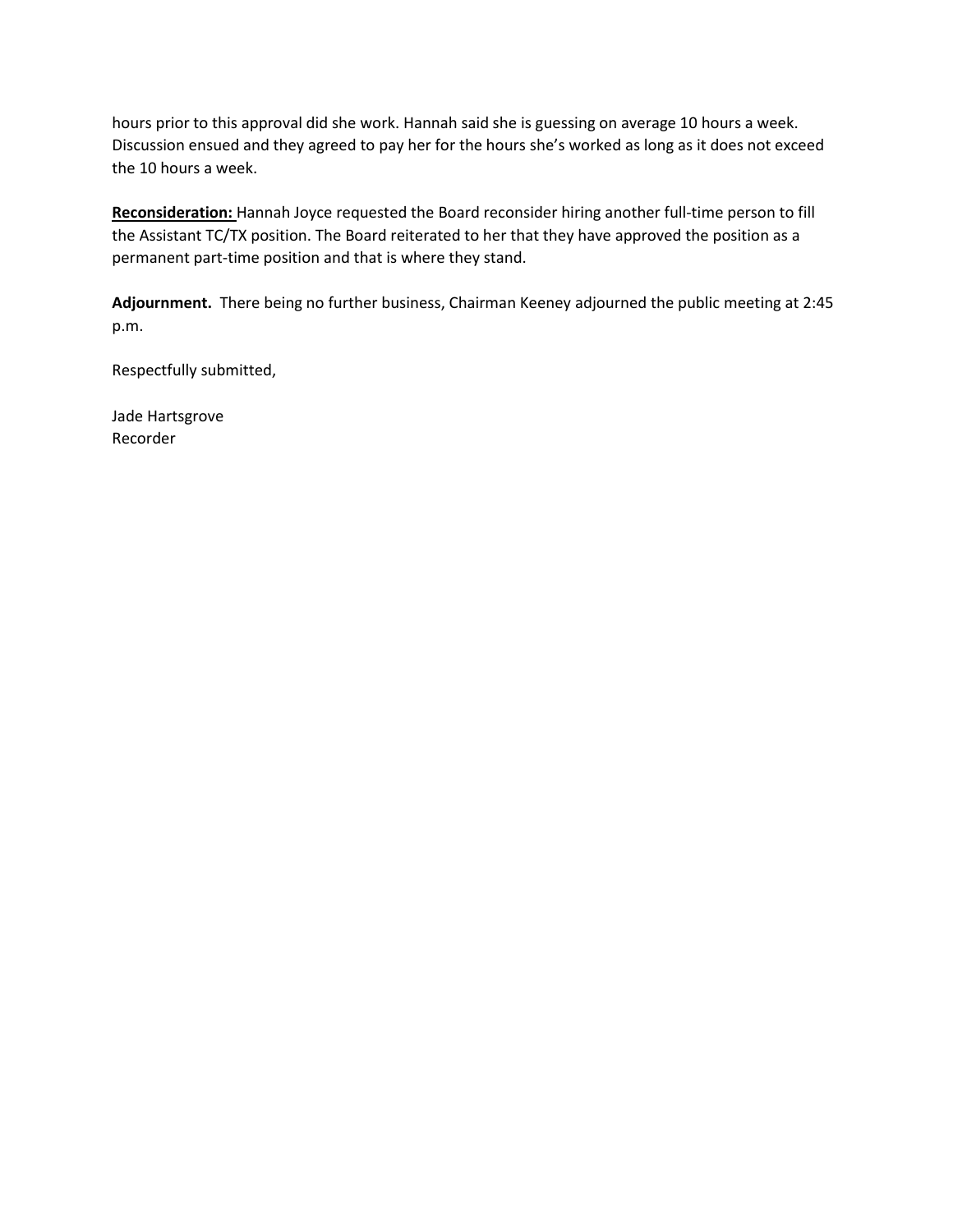hours prior to this approval did she work. Hannah said she is guessing on average 10 hours a week. Discussion ensued and they agreed to pay her for the hours she's worked as long as it does not exceed the 10 hours a week.

**Reconsideration:** Hannah Joyce requested the Board reconsider hiring another full-time person to fill the Assistant TC/TX position. The Board reiterated to her that they have approved the position as a permanent part-time position and that is where they stand.

**Adjournment.** There being no further business, Chairman Keeney adjourned the public meeting at 2:45 p.m.

Respectfully submitted,

Jade Hartsgrove
Recorder